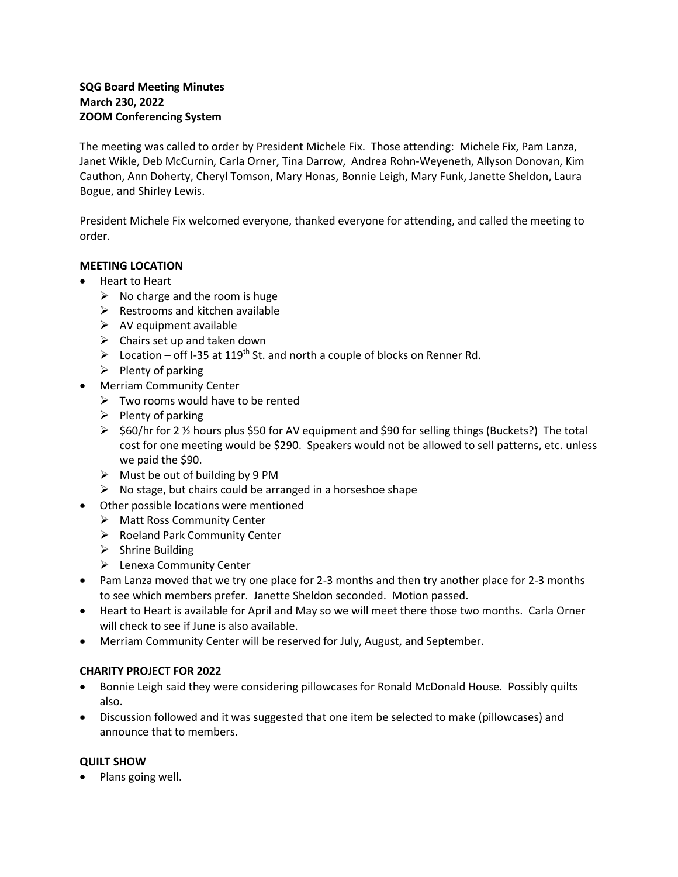**SQG Board Meeting Minutes**
**March 230, 2022**
**ZOOM Conferencing System**

The meeting was called to order by President Michele Fix. Those attending: Michele Fix, Pam Lanza, Janet Wikle, Deb McCurnin, Carla Orner, Tina Darrow, Andrea Rohn-Weyeneth, Allyson Donovan, Kim Cauthon, Ann Doherty, Cheryl Tomson, Mary Honas, Bonnie Leigh, Mary Funk, Janette Sheldon, Laura Bogue, and Shirley Lewis.

President Michele Fix welcomed everyone, thanked everyone for attending, and called the meeting to order.

**MEETING LOCATION**

- Heart to Heart
  - No charge and the room is huge
  - Restrooms and kitchen available
  - AV equipment available
  - Chairs set up and taken down
  - Location – off I-35 at 119th St. and north a couple of blocks on Renner Rd.
  - Plenty of parking
- Merriam Community Center
  - Two rooms would have to be rented
  - Plenty of parking
  - $60/hr for 2 ½ hours plus $50 for AV equipment and $90 for selling things (Buckets?) The total cost for one meeting would be $290. Speakers would not be allowed to sell patterns, etc. unless we paid the $90.
  - Must be out of building by 9 PM
  - No stage, but chairs could be arranged in a horseshoe shape
- Other possible locations were mentioned
  - Matt Ross Community Center
  - Roeland Park Community Center
  - Shrine Building
  - Lenexa Community Center
- Pam Lanza moved that we try one place for 2-3 months and then try another place for 2-3 months to see which members prefer. Janette Sheldon seconded. Motion passed.
- Heart to Heart is available for April and May so we will meet there those two months. Carla Orner will check to see if June is also available.
- Merriam Community Center will be reserved for July, August, and September.

**CHARITY PROJECT FOR 2022**

- Bonnie Leigh said they were considering pillowcases for Ronald McDonald House. Possibly quilts also.
- Discussion followed and it was suggested that one item be selected to make (pillowcases) and announce that to members.

**QUILT SHOW**

- Plans going well.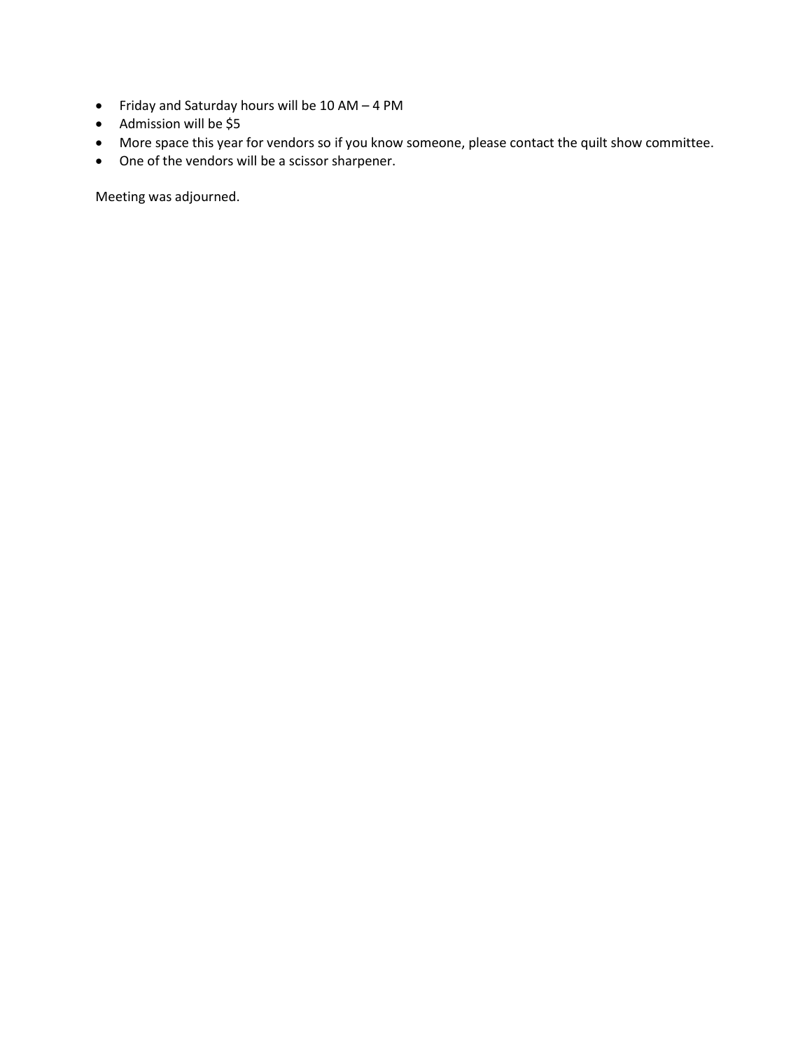- Friday and Saturday hours will be 10 AM – 4 PM
- Admission will be $5
- More space this year for vendors so if you know someone, please contact the quilt show committee.
- One of the vendors will be a scissor sharpener.

Meeting was adjourned.